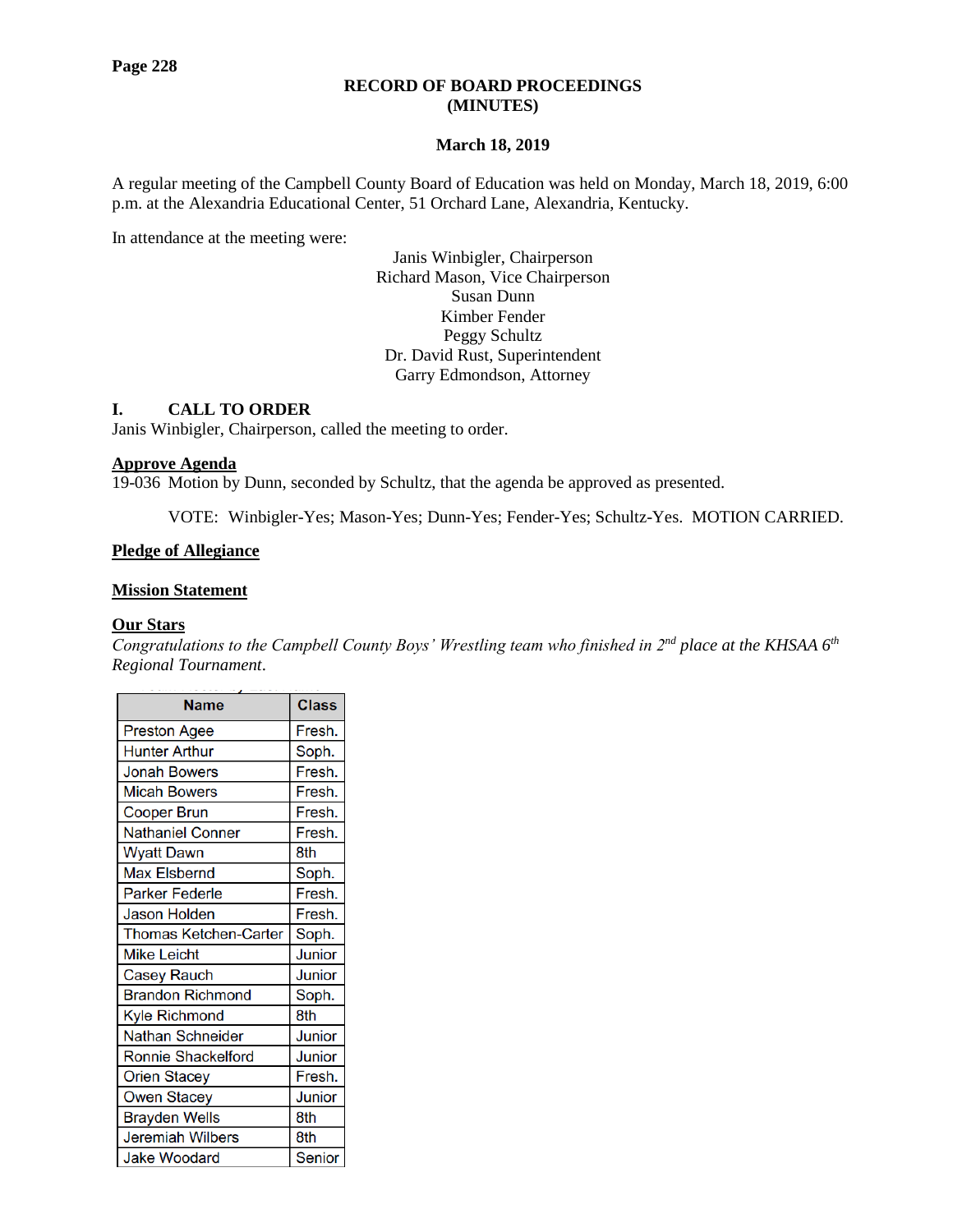# RECORD OF BOARD PROCEEDINGS
# (MINUTES)

**March 18, 2019**

A regular meeting of the Campbell County Board of Education was held on Monday, March 18, 2019, 6:00 p.m. at the Alexandria Educational Center, 51 Orchard Lane, Alexandria, Kentucky.

In attendance at the meeting were:

Janis Winbigler, Chairperson
Richard Mason, Vice Chairperson
Susan Dunn
Kimber Fender
Peggy Schultz
Dr. David Rust, Superintendent
Garry Edmondson, Attorney

## I. CALL TO ORDER

Janis Winbigler, Chairperson, called the meeting to order.

**Approve Agenda**

19-036 Motion by Dunn, seconded by Schultz, that the agenda be approved as presented.

VOTE: Winbigler-Yes; Mason-Yes; Dunn-Yes; Fender-Yes; Schultz-Yes. MOTION CARRIED.

**Pledge of Allegiance**

**Mission Statement**

**Our Stars**

*Congratulations to the Campbell County Boys' Wrestling team who finished in 2nd place at the KHSAA 6th Regional Tournament.*

| Name | Class |
|---|---|
| Preston Agee | Fresh. |
| Hunter Arthur | Soph. |
| Jonah Bowers | Fresh. |
| Micah Bowers | Fresh. |
| Cooper Brun | Fresh. |
| Nathaniel Conner | Fresh. |
| Wyatt Dawn | 8th |
| Max Elsbernd | Soph. |
| Parker Federle | Fresh. |
| Jason Holden | Fresh. |
| Thomas Ketchen-Carter | Soph. |
| Mike Leicht | Junior |
| Casey Rauch | Junior |
| Brandon Richmond | Soph. |
| Kyle Richmond | 8th |
| Nathan Schneider | Junior |
| Ronnie Shackelford | Junior |
| Orien Stacey | Fresh. |
| Owen Stacey | Junior |
| Brayden Wells | 8th |
| Jeremiah Wilbers | 8th |
| Jake Woodard | Senior |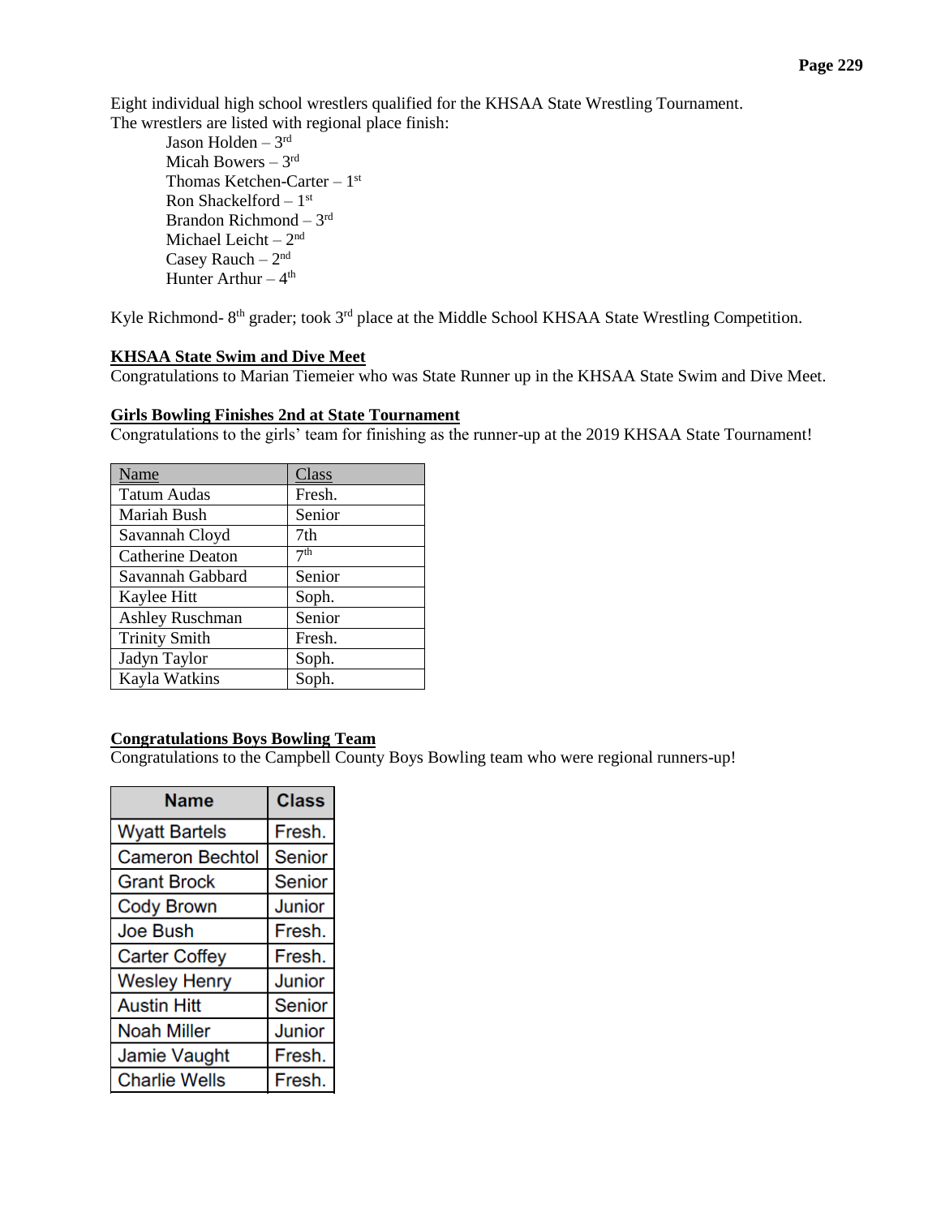Eight individual high school wrestlers qualified for the KHSAA State Wrestling Tournament. The wrestlers are listed with regional place finish:

- Jason Holden – 3rd
- Micah Bowers – 3rd
- Thomas Ketchen-Carter – 1st
- Ron Shackelford – 1st
- Brandon Richmond – 3rd
- Michael Leicht – 2nd
- Casey Rauch – 2nd
- Hunter Arthur – 4th

Kyle Richmond- 8th grader; took 3rd place at the Middle School KHSAA State Wrestling Competition.

**KHSAA State Swim and Dive Meet**

Congratulations to Marian Tiemeier who was State Runner up in the KHSAA State Swim and Dive Meet.

**Girls Bowling Finishes 2nd at State Tournament**

Congratulations to the girls' team for finishing as the runner-up at the 2019 KHSAA State Tournament!

| Name | Class |
|---|---|
| Tatum Audas | Fresh. |
| Mariah Bush | Senior |
| Savannah Cloyd | 7th |
| Catherine Deaton | 7th |
| Savannah Gabbard | Senior |
| Kaylee Hitt | Soph. |
| Ashley Ruschman | Senior |
| Trinity Smith | Fresh. |
| Jadyn Taylor | Soph. |
| Kayla Watkins | Soph. |

**Congratulations Boys Bowling Team**

Congratulations to the Campbell County Boys Bowling team who were regional runners-up!

| Name | Class |
|---|---|
| Wyatt Bartels | Fresh. |
| Cameron Bechtol | Senior |
| Grant Brock | Senior |
| Cody Brown | Junior |
| Joe Bush | Fresh. |
| Carter Coffey | Fresh. |
| Wesley Henry | Junior |
| Austin Hitt | Senior |
| Noah Miller | Junior |
| Jamie Vaught | Fresh. |
| Charlie Wells | Fresh. |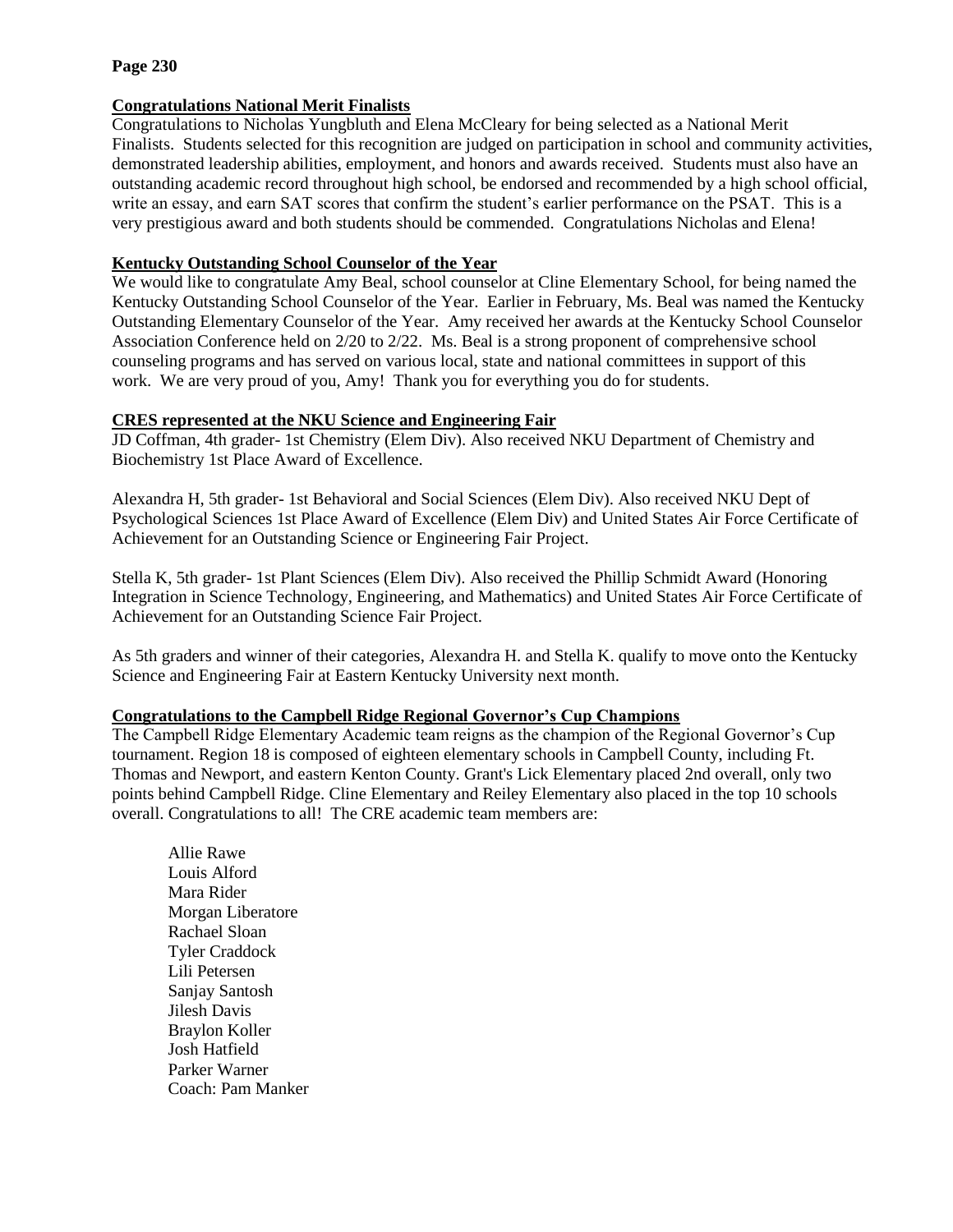## Congratulations National Merit Finalists

Congratulations to Nicholas Yungbluth and Elena McCleary for being selected as a National Merit Finalists. Students selected for this recognition are judged on participation in school and community activities, demonstrated leadership abilities, employment, and honors and awards received. Students must also have an outstanding academic record throughout high school, be endorsed and recommended by a high school official, write an essay, and earn SAT scores that confirm the student's earlier performance on the PSAT. This is a very prestigious award and both students should be commended. Congratulations Nicholas and Elena!

## Kentucky Outstanding School Counselor of the Year

We would like to congratulate Amy Beal, school counselor at Cline Elementary School, for being named the Kentucky Outstanding School Counselor of the Year. Earlier in February, Ms. Beal was named the Kentucky Outstanding Elementary Counselor of the Year. Amy received her awards at the Kentucky School Counselor Association Conference held on 2/20 to 2/22. Ms. Beal is a strong proponent of comprehensive school counseling programs and has served on various local, state and national committees in support of this work. We are very proud of you, Amy! Thank you for everything you do for students.

## CRES represented at the NKU Science and Engineering Fair

JD Coffman, 4th grader- 1st Chemistry (Elem Div). Also received NKU Department of Chemistry and Biochemistry 1st Place Award of Excellence.

Alexandra H, 5th grader- 1st Behavioral and Social Sciences (Elem Div). Also received NKU Dept of Psychological Sciences 1st Place Award of Excellence (Elem Div) and United States Air Force Certificate of Achievement for an Outstanding Science or Engineering Fair Project.

Stella K, 5th grader- 1st Plant Sciences (Elem Div). Also received the Phillip Schmidt Award (Honoring Integration in Science Technology, Engineering, and Mathematics) and United States Air Force Certificate of Achievement for an Outstanding Science Fair Project.

As 5th graders and winner of their categories, Alexandra H. and Stella K. qualify to move onto the Kentucky Science and Engineering Fair at Eastern Kentucky University next month.

## Congratulations to the Campbell Ridge Regional Governor's Cup Champions

The Campbell Ridge Elementary Academic team reigns as the champion of the Regional Governor's Cup tournament. Region 18 is composed of eighteen elementary schools in Campbell County, including Ft. Thomas and Newport, and eastern Kenton County. Grant's Lick Elementary placed 2nd overall, only two points behind Campbell Ridge. Cline Elementary and Reiley Elementary also placed in the top 10 schools overall. Congratulations to all! The CRE academic team members are:

Allie Rawe
Louis Alford
Mara Rider
Morgan Liberatore
Rachael Sloan
Tyler Craddock
Lili Petersen
Sanjay Santosh
Jilesh Davis
Braylon Koller
Josh Hatfield
Parker Warner
Coach: Pam Manker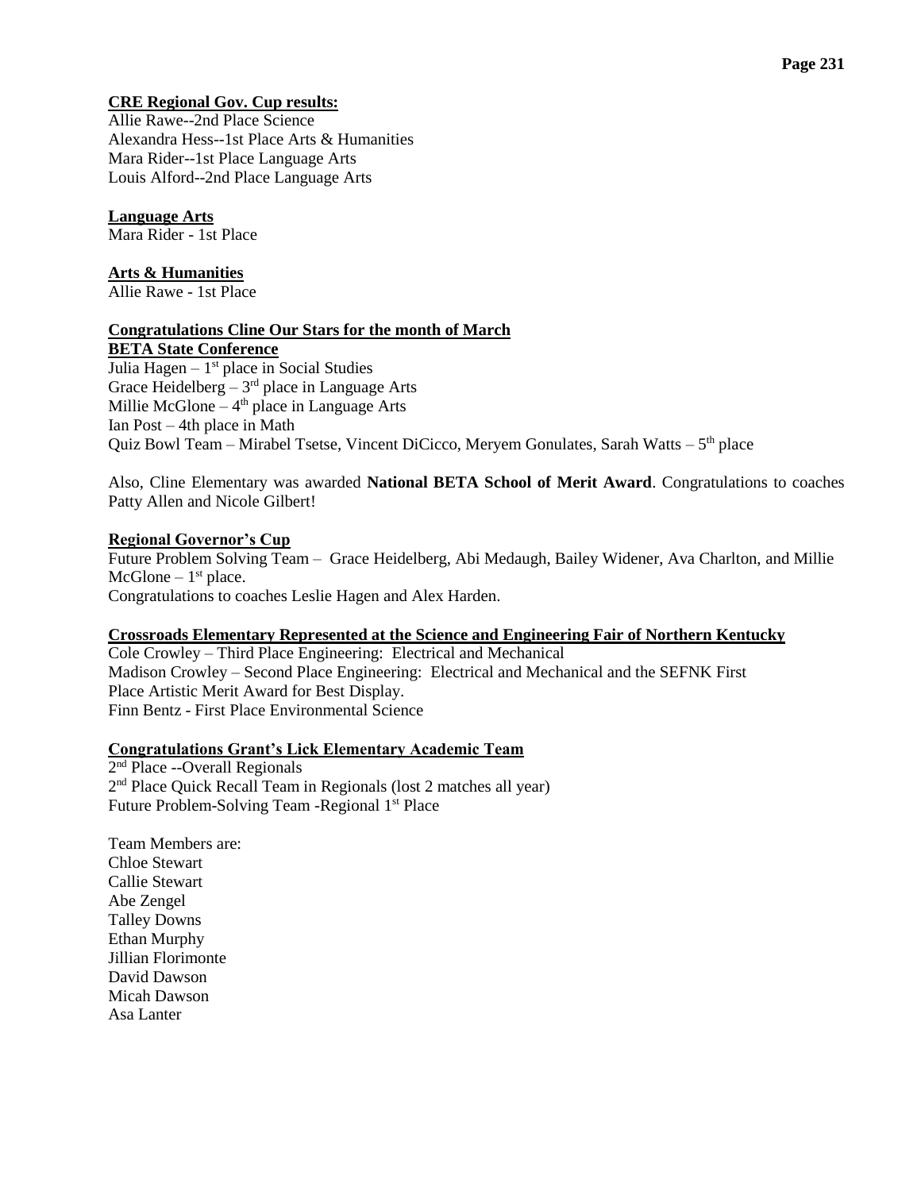**CRE Regional Gov. Cup results:**

Allie Rawe--2nd Place Science
Alexandra Hess--1st Place Arts & Humanities
Mara Rider--1st Place Language Arts
Louis Alford--2nd Place Language Arts

**Language Arts**

Mara Rider - 1st Place

**Arts & Humanities**

Allie Rawe - 1st Place

**Congratulations Cline Our Stars for the month of March**

**BETA State Conference**

Julia Hagen – 1st place in Social Studies
Grace Heidelberg – 3rd place in Language Arts
Millie McGlone – 4th place in Language Arts
Ian Post – 4th place in Math
Quiz Bowl Team – Mirabel Tsetse, Vincent DiCicco, Meryem Gonulates, Sarah Watts – 5th place

Also, Cline Elementary was awarded **National BETA School of Merit Award**. Congratulations to coaches Patty Allen and Nicole Gilbert!

**Regional Governor's Cup**

Future Problem Solving Team – Grace Heidelberg, Abi Medaugh, Bailey Widener, Ava Charlton, and Millie McGlone – 1st place.
Congratulations to coaches Leslie Hagen and Alex Harden.

**Crossroads Elementary Represented at the Science and Engineering Fair of Northern Kentucky**

Cole Crowley – Third Place Engineering: Electrical and Mechanical
Madison Crowley – Second Place Engineering: Electrical and Mechanical and the SEFNK First Place Artistic Merit Award for Best Display.
Finn Bentz - First Place Environmental Science

**Congratulations Grant's Lick Elementary Academic Team**

2nd Place --Overall Regionals
2nd Place Quick Recall Team in Regionals (lost 2 matches all year)
Future Problem-Solving Team -Regional 1st Place

Team Members are:
Chloe Stewart
Callie Stewart
Abe Zengel
Talley Downs
Ethan Murphy
Jillian Florimonte
David Dawson
Micah Dawson
Asa Lanter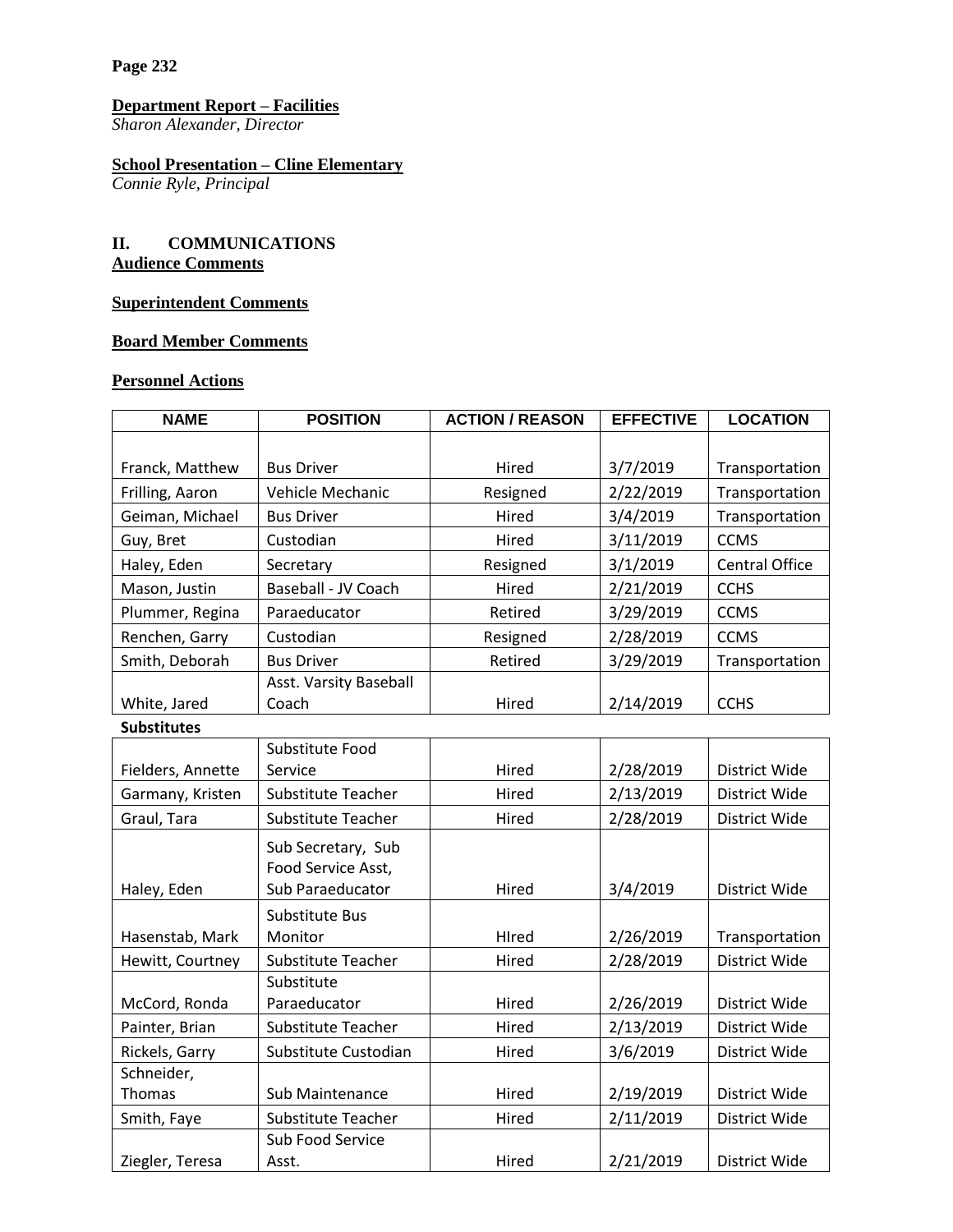**Department Report – Facilities**
*Sharon Alexander, Director*

**School Presentation – Cline Elementary**
*Connie Ryle, Principal*

## II. COMMUNICATIONS

**Audience Comments**

**Superintendent Comments**

**Board Member Comments**

**Personnel Actions**

| NAME | POSITION | ACTION / REASON | EFFECTIVE | LOCATION |
|---|---|---|---|---|
| Franck, Matthew | Bus Driver | Hired | 3/7/2019 | Transportation |
| Frilling, Aaron | Vehicle Mechanic | Resigned | 2/22/2019 | Transportation |
| Geiman, Michael | Bus Driver | Hired | 3/4/2019 | Transportation |
| Guy, Bret | Custodian | Hired | 3/11/2019 | CCMS |
| Haley, Eden | Secretary | Resigned | 3/1/2019 | Central Office |
| Mason, Justin | Baseball - JV Coach | Hired | 2/21/2019 | CCHS |
| Plummer, Regina | Paraeducator | Retired | 3/29/2019 | CCMS |
| Renchen, Garry | Custodian | Resigned | 2/28/2019 | CCMS |
| Smith, Deborah | Bus Driver | Retired | 3/29/2019 | Transportation |
| White, Jared | Asst. Varsity Baseball Coach | Hired | 2/14/2019 | CCHS |
| **Substitutes** | | | | |
| Fielders, Annette | Substitute Food Service | Hired | 2/28/2019 | District Wide |
| Garmany, Kristen | Substitute Teacher | Hired | 2/13/2019 | District Wide |
| Graul, Tara | Substitute Teacher | Hired | 2/28/2019 | District Wide |
| Haley, Eden | Sub Secretary, Sub Food Service Asst, Sub Paraeducator | Hired | 3/4/2019 | District Wide |
| Hasenstab, Mark | Substitute Bus Monitor | HIred | 2/26/2019 | Transportation |
| Hewitt, Courtney | Substitute Teacher | Hired | 2/28/2019 | District Wide |
| McCord, Ronda | Substitute Paraeducator | Hired | 2/26/2019 | District Wide |
| Painter, Brian | Substitute Teacher | Hired | 2/13/2019 | District Wide |
| Rickels, Garry | Substitute Custodian | Hired | 3/6/2019 | District Wide |
| Schneider, Thomas | Sub Maintenance | Hired | 2/19/2019 | District Wide |
| Smith, Faye | Substitute Teacher | Hired | 2/11/2019 | District Wide |
| Ziegler, Teresa | Sub Food Service Asst. | Hired | 2/21/2019 | District Wide |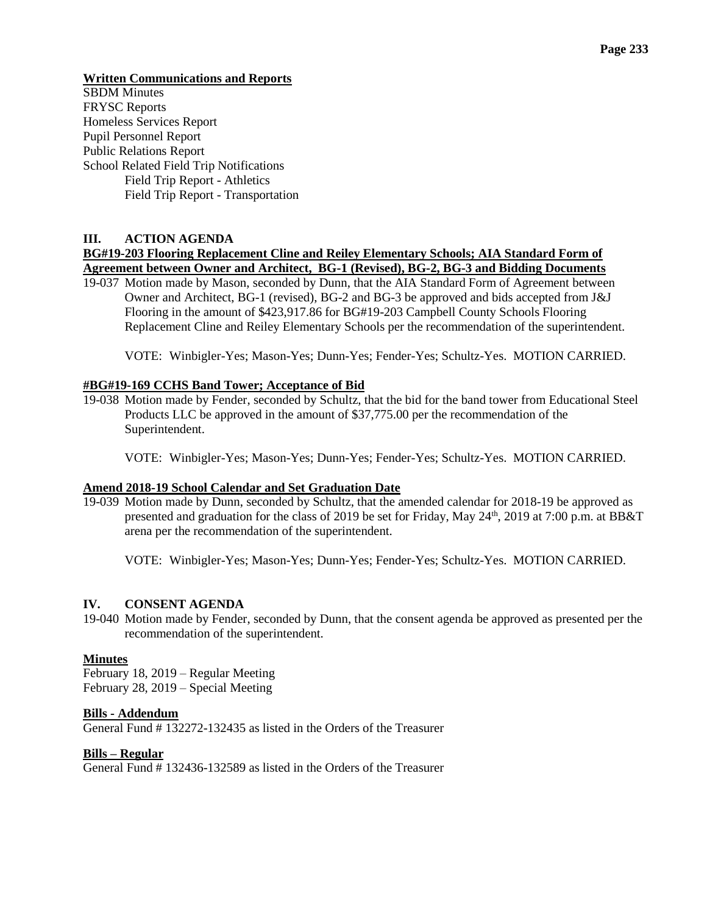**Written Communications and Reports**

SBDM Minutes
FRYSC Reports
Homeless Services Report
Pupil Personnel Report
Public Relations Report
School Related Field Trip Notifications
    Field Trip Report - Athletics
    Field Trip Report - Transportation

## III. ACTION AGENDA

**BG#19-203 Flooring Replacement Cline and Reiley Elementary Schools; AIA Standard Form of Agreement between Owner and Architect, BG-1 (Revised), BG-2, BG-3 and Bidding Documents**

19-037 Motion made by Mason, seconded by Dunn, that the AIA Standard Form of Agreement between Owner and Architect, BG-1 (revised), BG-2 and BG-3 be approved and bids accepted from J&J Flooring in the amount of $423,917.86 for BG#19-203 Campbell County Schools Flooring Replacement Cline and Reiley Elementary Schools per the recommendation of the superintendent.

VOTE: Winbigler-Yes; Mason-Yes; Dunn-Yes; Fender-Yes; Schultz-Yes. MOTION CARRIED.

**#BG#19-169 CCHS Band Tower; Acceptance of Bid**

19-038 Motion made by Fender, seconded by Schultz, that the bid for the band tower from Educational Steel Products LLC be approved in the amount of $37,775.00 per the recommendation of the Superintendent.

VOTE: Winbigler-Yes; Mason-Yes; Dunn-Yes; Fender-Yes; Schultz-Yes. MOTION CARRIED.

**Amend 2018-19 School Calendar and Set Graduation Date**

19-039 Motion made by Dunn, seconded by Schultz, that the amended calendar for 2018-19 be approved as presented and graduation for the class of 2019 be set for Friday, May 24th, 2019 at 7:00 p.m. at BB&T arena per the recommendation of the superintendent.

VOTE: Winbigler-Yes; Mason-Yes; Dunn-Yes; Fender-Yes; Schultz-Yes. MOTION CARRIED.

## IV. CONSENT AGENDA

19-040 Motion made by Fender, seconded by Dunn, that the consent agenda be approved as presented per the recommendation of the superintendent.

**Minutes**

February 18, 2019 – Regular Meeting
February 28, 2019 – Special Meeting

**Bills - Addendum**

General Fund # 132272-132435 as listed in the Orders of the Treasurer

**Bills – Regular**

General Fund # 132436-132589 as listed in the Orders of the Treasurer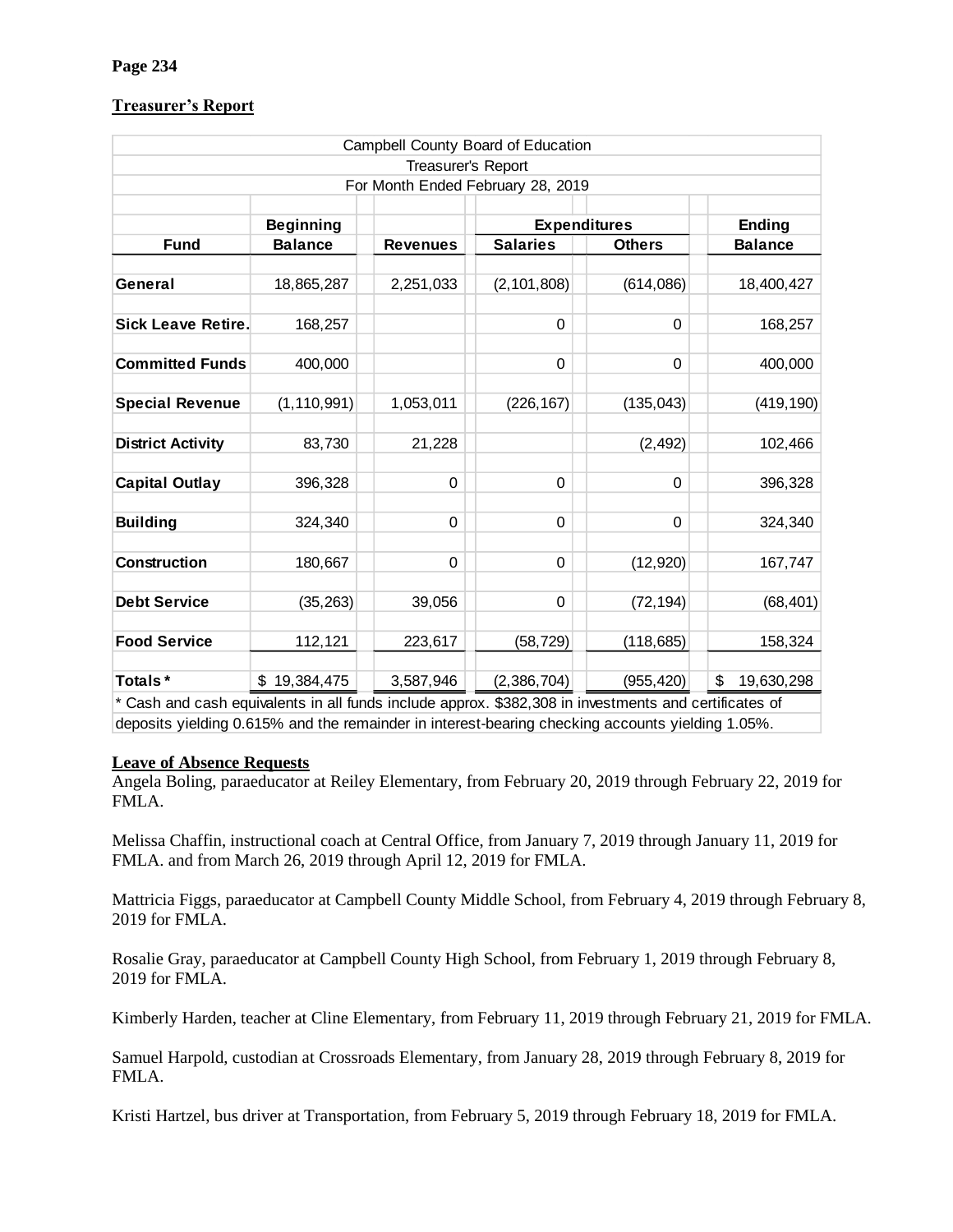**Treasurer's Report**

| Campbell County Board of Education | | | | | |
|---|---|---|---|---|---|
| Treasurer's Report | | | | | |
| For Month Ended February 28, 2019 | | | | | |
| | **Beginning** | | **Expenditures** | | **Ending** |
| **Fund** | **Balance** | **Revenues** | **Salaries** | **Others** | **Balance** |
| **General** | 18,865,287 | 2,251,033 | (2,101,808) | (614,086) | 18,400,427 |
| **Sick Leave Retire.** | 168,257 | | 0 | 0 | 168,257 |
| **Committed Funds** | 400,000 | | 0 | 0 | 400,000 |
| **Special Revenue** | (1,110,991) | 1,053,011 | (226,167) | (135,043) | (419,190) |
| **District Activity** | 83,730 | 21,228 | | (2,492) | 102,466 |
| **Capital Outlay** | 396,328 | 0 | 0 | 0 | 396,328 |
| **Building** | 324,340 | 0 | 0 | 0 | 324,340 |
| **Construction** | 180,667 | 0 | 0 | (12,920) | 167,747 |
| **Debt Service** | (35,263) | 39,056 | 0 | (72,194) | (68,401) |
| **Food Service** | 112,121 | 223,617 | (58,729) | (118,685) | 158,324 |
| **Totals*** | $ 19,384,475 | 3,587,946 | (2,386,704) | (955,420) | $ 19,630,298 |

* Cash and cash equivalents in all funds include approx. $382,308 in investments and certificates of deposits yielding 0.615% and the remainder in interest-bearing checking accounts yielding 1.05%.

**Leave of Absence Requests**

Angela Boling, paraeducator at Reiley Elementary, from February 20, 2019 through February 22, 2019 for FMLA.

Melissa Chaffin, instructional coach at Central Office, from January 7, 2019 through January 11, 2019 for FMLA. and from March 26, 2019 through April 12, 2019 for FMLA.

Mattricia Figgs, paraeducator at Campbell County Middle School, from February 4, 2019 through February 8, 2019 for FMLA.

Rosalie Gray, paraeducator at Campbell County High School, from February 1, 2019 through February 8, 2019 for FMLA.

Kimberly Harden, teacher at Cline Elementary, from February 11, 2019 through February 21, 2019 for FMLA.

Samuel Harpold, custodian at Crossroads Elementary, from January 28, 2019 through February 8, 2019 for FMLA.

Kristi Hartzel, bus driver at Transportation, from February 5, 2019 through February 18, 2019 for FMLA.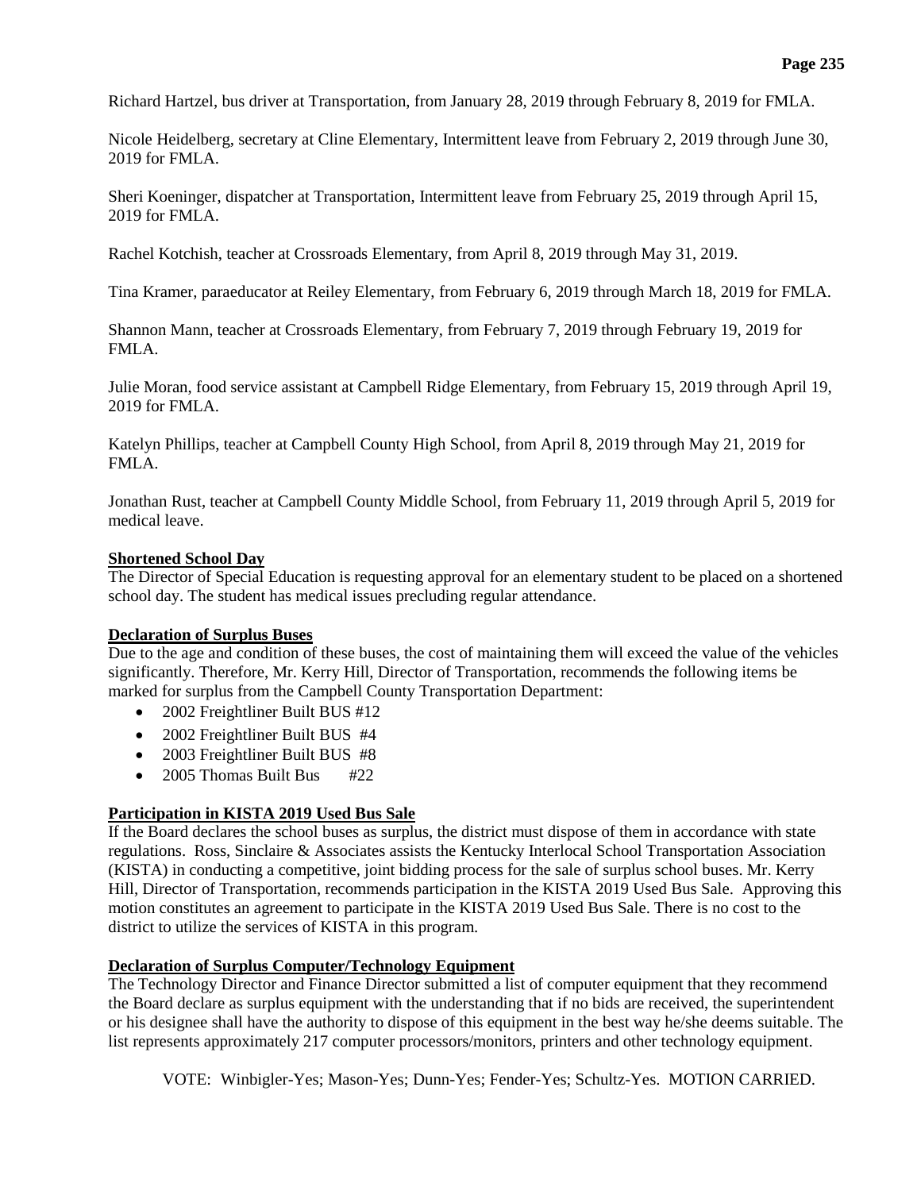Richard Hartzel, bus driver at Transportation, from January 28, 2019 through February 8, 2019 for FMLA.

Nicole Heidelberg, secretary at Cline Elementary, Intermittent leave from February 2, 2019 through June 30, 2019 for FMLA.

Sheri Koeninger, dispatcher at Transportation, Intermittent leave from February 25, 2019 through April 15, 2019 for FMLA.

Rachel Kotchish, teacher at Crossroads Elementary, from April 8, 2019 through May 31, 2019.

Tina Kramer, paraeducator at Reiley Elementary, from February 6, 2019 through March 18, 2019 for FMLA.

Shannon Mann, teacher at Crossroads Elementary, from February 7, 2019 through February 19, 2019 for FMLA.

Julie Moran, food service assistant at Campbell Ridge Elementary, from February 15, 2019 through April 19, 2019 for FMLA.

Katelyn Phillips, teacher at Campbell County High School, from April 8, 2019 through May 21, 2019 for FMLA.

Jonathan Rust, teacher at Campbell County Middle School, from February 11, 2019 through April 5, 2019 for medical leave.

**Shortened School Day**

The Director of Special Education is requesting approval for an elementary student to be placed on a shortened school day. The student has medical issues precluding regular attendance.

**Declaration of Surplus Buses**

Due to the age and condition of these buses, the cost of maintaining them will exceed the value of the vehicles significantly. Therefore, Mr. Kerry Hill, Director of Transportation, recommends the following items be marked for surplus from the Campbell County Transportation Department:

- 2002 Freightliner Built BUS #12
- 2002 Freightliner Built BUS #4
- 2003 Freightliner Built BUS #8
- 2005 Thomas Built Bus #22

**Participation in KISTA 2019 Used Bus Sale**

If the Board declares the school buses as surplus, the district must dispose of them in accordance with state regulations. Ross, Sinclaire & Associates assists the Kentucky Interlocal School Transportation Association (KISTA) in conducting a competitive, joint bidding process for the sale of surplus school buses. Mr. Kerry Hill, Director of Transportation, recommends participation in the KISTA 2019 Used Bus Sale. Approving this motion constitutes an agreement to participate in the KISTA 2019 Used Bus Sale. There is no cost to the district to utilize the services of KISTA in this program.

**Declaration of Surplus Computer/Technology Equipment**

The Technology Director and Finance Director submitted a list of computer equipment that they recommend the Board declare as surplus equipment with the understanding that if no bids are received, the superintendent or his designee shall have the authority to dispose of this equipment in the best way he/she deems suitable. The list represents approximately 217 computer processors/monitors, printers and other technology equipment.

VOTE: Winbigler-Yes; Mason-Yes; Dunn-Yes; Fender-Yes; Schultz-Yes. MOTION CARRIED.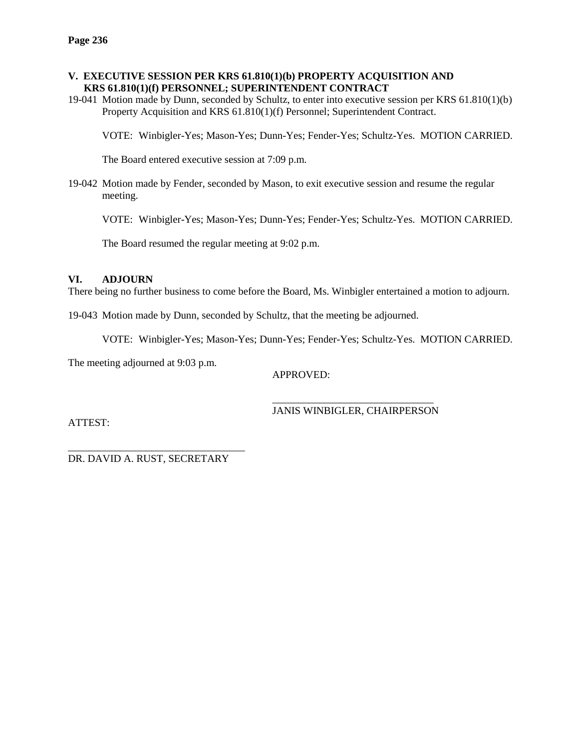## V. EXECUTIVE SESSION PER KRS 61.810(1)(b) PROPERTY ACQUISITION AND KRS 61.810(1)(f) PERSONNEL; SUPERINTENDENT CONTRACT

19-041 Motion made by Dunn, seconded by Schultz, to enter into executive session per KRS 61.810(1)(b) Property Acquisition and KRS 61.810(1)(f) Personnel; Superintendent Contract.

VOTE: Winbigler-Yes; Mason-Yes; Dunn-Yes; Fender-Yes; Schultz-Yes. MOTION CARRIED.

The Board entered executive session at 7:09 p.m.

19-042 Motion made by Fender, seconded by Mason, to exit executive session and resume the regular meeting.

VOTE: Winbigler-Yes; Mason-Yes; Dunn-Yes; Fender-Yes; Schultz-Yes. MOTION CARRIED.

The Board resumed the regular meeting at 9:02 p.m.

## VI. ADJOURN

There being no further business to come before the Board, Ms. Winbigler entertained a motion to adjourn.

19-043 Motion made by Dunn, seconded by Schultz, that the meeting be adjourned.

VOTE: Winbigler-Yes; Mason-Yes; Dunn-Yes; Fender-Yes; Schultz-Yes. MOTION CARRIED.

The meeting adjourned at 9:03 p.m.

APPROVED:

_______________________________
JANIS WINBIGLER, CHAIRPERSON

ATTEST:

_________________________________
DR. DAVID A. RUST, SECRETARY